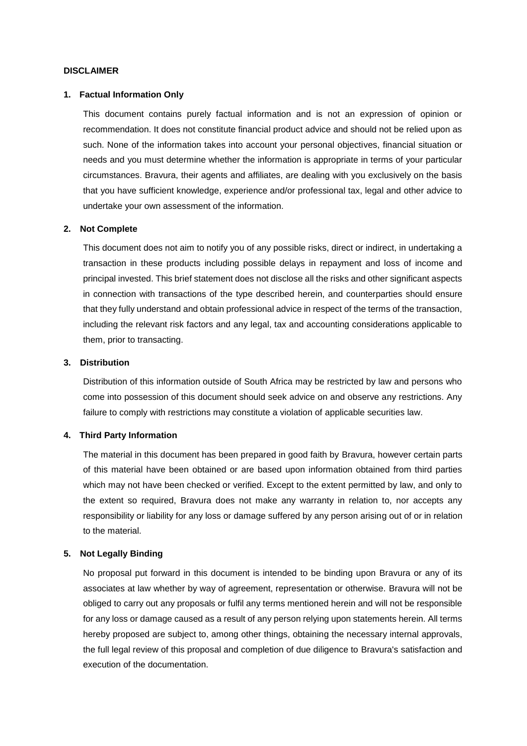**DISCLAIMER**

**1. Factual Information Only**

This document contains purely factual information and is not an expression of opinion or recommendation. It does not constitute financial product advice and should not be relied upon as such. None of the information takes into account your personal objectives, financial situation or needs and you must determine whether the information is appropriate in terms of your particular circumstances. Bravura, their agents and affiliates, are dealing with you exclusively on the basis that you have sufficient knowledge, experience and/or professional tax, legal and other advice to undertake your own assessment of the information.

**2. Not Complete**

This document does not aim to notify you of any possible risks, direct or indirect, in undertaking a transaction in these products including possible delays in repayment and loss of income and principal invested. This brief statement does not disclose all the risks and other significant aspects in connection with transactions of the type described herein, and counterparties should ensure that they fully understand and obtain professional advice in respect of the terms of the transaction, including the relevant risk factors and any legal, tax and accounting considerations applicable to them, prior to transacting.

**3. Distribution**

Distribution of this information outside of South Africa may be restricted by law and persons who come into possession of this document should seek advice on and observe any restrictions. Any failure to comply with restrictions may constitute a violation of applicable securities law.

**4. Third Party Information**

The material in this document has been prepared in good faith by Bravura, however certain parts of this material have been obtained or are based upon information obtained from third parties which may not have been checked or verified. Except to the extent permitted by law, and only to the extent so required, Bravura does not make any warranty in relation to, nor accepts any responsibility or liability for any loss or damage suffered by any person arising out of or in relation to the material.

**5. Not Legally Binding**

No proposal put forward in this document is intended to be binding upon Bravura or any of its associates at law whether by way of agreement, representation or otherwise. Bravura will not be obliged to carry out any proposals or fulfil any terms mentioned herein and will not be responsible for any loss or damage caused as a result of any person relying upon statements herein. All terms hereby proposed are subject to, among other things, obtaining the necessary internal approvals, the full legal review of this proposal and completion of due diligence to Bravura's satisfaction and execution of the documentation.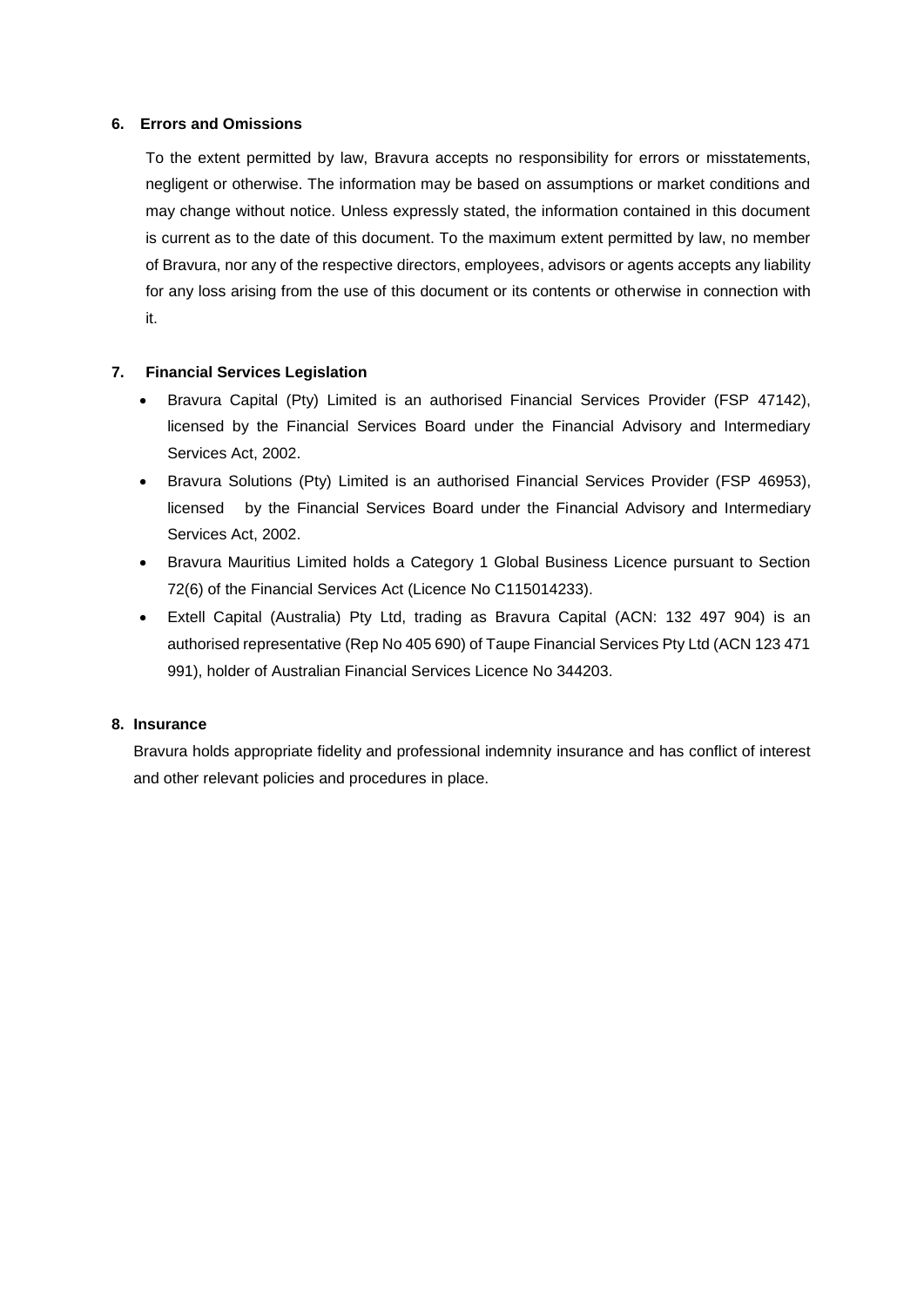## 6. Errors and Omissions

To the extent permitted by law, Bravura accepts no responsibility for errors or misstatements, negligent or otherwise. The information may be based on assumptions or market conditions and may change without notice. Unless expressly stated, the information contained in this document is current as to the date of this document. To the maximum extent permitted by law, no member of Bravura, nor any of the respective directors, employees, advisors or agents accepts any liability for any loss arising from the use of this document or its contents or otherwise in connection with it.

## 7. Financial Services Legislation

- Bravura Capital (Pty) Limited is an authorised Financial Services Provider (FSP 47142), licensed by the Financial Services Board under the Financial Advisory and Intermediary Services Act, 2002.
- Bravura Solutions (Pty) Limited is an authorised Financial Services Provider (FSP 46953), licensed by the Financial Services Board under the Financial Advisory and Intermediary Services Act, 2002.
- Bravura Mauritius Limited holds a Category 1 Global Business Licence pursuant to Section 72(6) of the Financial Services Act (Licence No C115014233).
- Extell Capital (Australia) Pty Ltd, trading as Bravura Capital (ACN: 132 497 904) is an authorised representative (Rep No 405 690) of Taupe Financial Services Pty Ltd (ACN 123 471 991), holder of Australian Financial Services Licence No 344203.

## 8. Insurance

Bravura holds appropriate fidelity and professional indemnity insurance and has conflict of interest and other relevant policies and procedures in place.